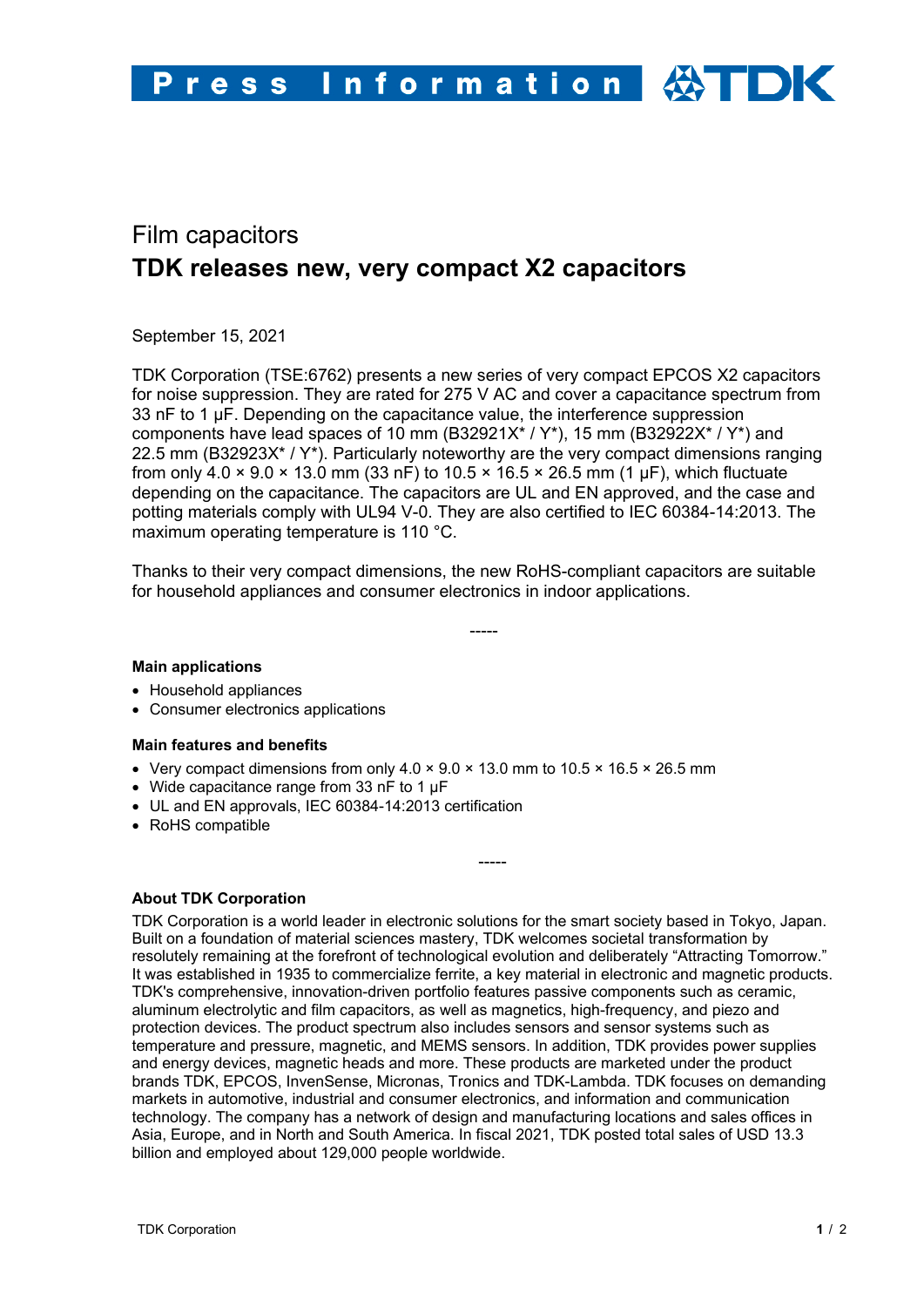Press Information

# Film capacitors

## TDK releases new, very compact X2 capacitors

September 15, 2021

TDK Corporation (TSE:6762) presents a new series of very compact EPCOS X2 capacitors for noise suppression. They are rated for 275 V AC and cover a capacitance spectrum from 33 nF to 1 µF. Depending on the capacitance value, the interference suppression components have lead spaces of 10 mm (B32921X* / Y*), 15 mm (B32922X* / Y*) and 22.5 mm (B32923X* / Y*). Particularly noteworthy are the very compact dimensions ranging from only 4.0 × 9.0 × 13.0 mm (33 nF) to 10.5 × 16.5 × 26.5 mm (1 µF), which fluctuate depending on the capacitance. The capacitors are UL and EN approved, and the case and potting materials comply with UL94 V-0. They are also certified to IEC 60384-14:2013. The maximum operating temperature is 110 °C.

Thanks to their very compact dimensions, the new RoHS-compliant capacitors are suitable for household appliances and consumer electronics in indoor applications.

-----

### Main applications

- Household appliances
- Consumer electronics applications

### Main features and benefits

- Very compact dimensions from only 4.0 × 9.0 × 13.0 mm to 10.5 × 16.5 × 26.5 mm
- Wide capacitance range from 33 nF to 1 µF
- UL and EN approvals, IEC 60384-14:2013 certification
- RoHS compatible

-----

### About TDK Corporation

TDK Corporation is a world leader in electronic solutions for the smart society based in Tokyo, Japan. Built on a foundation of material sciences mastery, TDK welcomes societal transformation by resolutely remaining at the forefront of technological evolution and deliberately "Attracting Tomorrow." It was established in 1935 to commercialize ferrite, a key material in electronic and magnetic products. TDK's comprehensive, innovation-driven portfolio features passive components such as ceramic, aluminum electrolytic and film capacitors, as well as magnetics, high-frequency, and piezo and protection devices. The product spectrum also includes sensors and sensor systems such as temperature and pressure, magnetic, and MEMS sensors. In addition, TDK provides power supplies and energy devices, magnetic heads and more. These products are marketed under the product brands TDK, EPCOS, InvenSense, Micronas, Tronics and TDK-Lambda. TDK focuses on demanding markets in automotive, industrial and consumer electronics, and information and communication technology. The company has a network of design and manufacturing locations and sales offices in Asia, Europe, and in North and South America. In fiscal 2021, TDK posted total sales of USD 13.3 billion and employed about 129,000 people worldwide.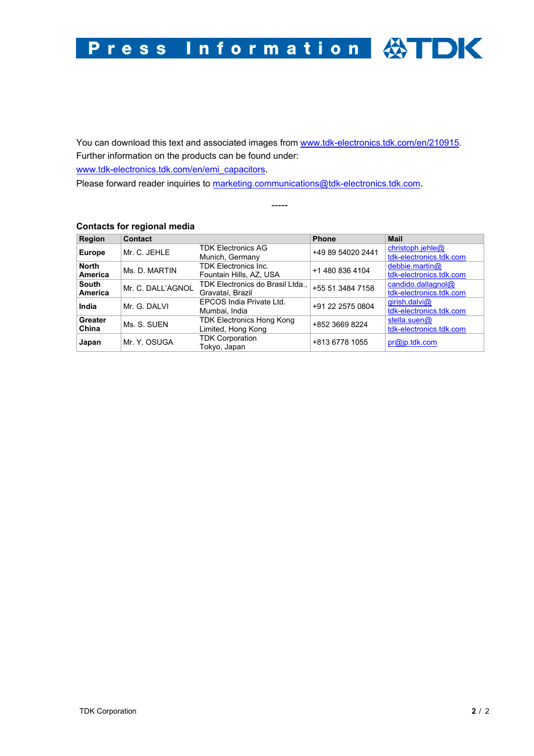You can download this text and associated images from www.tdk-electronics.tdk.com/en/210915.
Further information on the products can be found under:
www.tdk-electronics.tdk.com/en/emi_capacitors.
Please forward reader inquiries to marketing.communications@tdk-electronics.tdk.com.

-----

**Contacts for regional media**

| Region | Contact | | Phone | Mail |
|---|---|---|---|---|
| **Europe** | Mr. C. JEHLE | TDK Electronics AG Munich, Germany | +49 89 54020 2441 | christoph.jehle@tdk-electronics.tdk.com |
| **North America** | Ms. D. MARTIN | TDK Electronics Inc. Fountain Hills, AZ, USA | +1 480 836 4104 | debbie.martin@tdk-electronics.tdk.com |
| **South America** | Mr. C. DALL'AGNOL | TDK Electronics do Brasil Ltda., Gravataí, Brazil | +55 51 3484 7158 | candido.dallagnol@tdk-electronics.tdk.com |
| **India** | Mr. G. DALVI | EPCOS India Private Ltd. Mumbai, India | +91 22 2575 0804 | girish.dalvi@tdk-electronics.tdk.com |
| **Greater China** | Ms. S. SUEN | TDK Electronics Hong Kong Limited, Hong Kong | +852 3669 8224 | stella.suen@tdk-electronics.tdk.com |
| **Japan** | Mr. Y. OSUGA | TDK Corporation Tokyo, Japan | +813 6778 1055 | pr@jp.tdk.com |